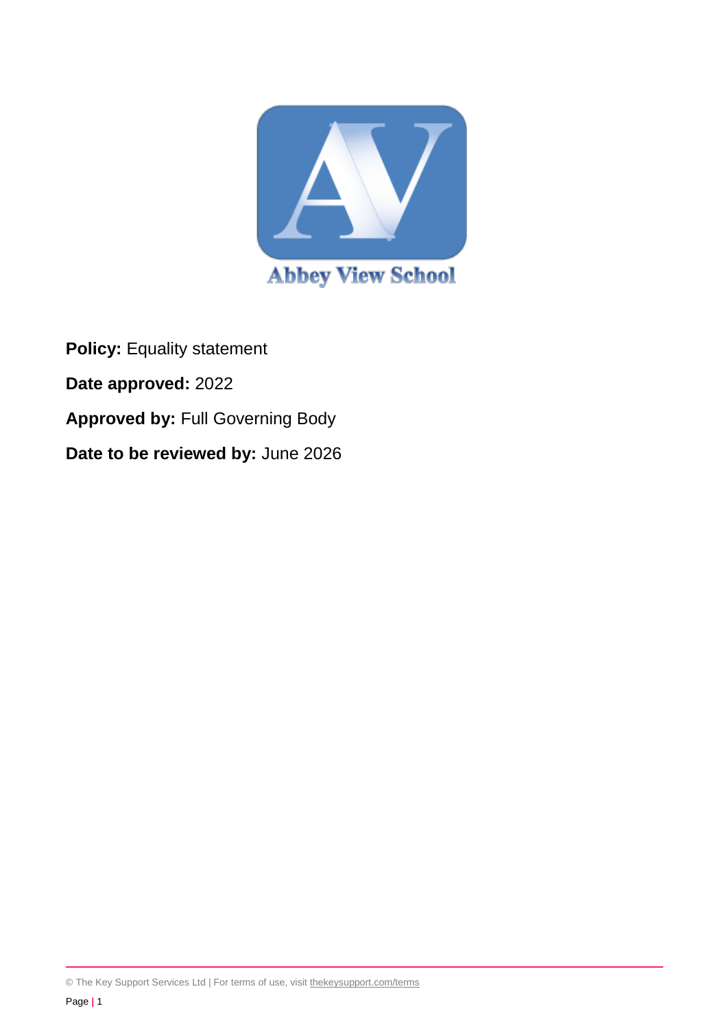Abbey View School

**Policy:** Equality statement

**Date approved:** 2022

**Approved by:** Full Governing Body

**Date to be reviewed by:** June 2026

© The Key Support Services Ltd | For terms of use, visit thekeysupport.com/terms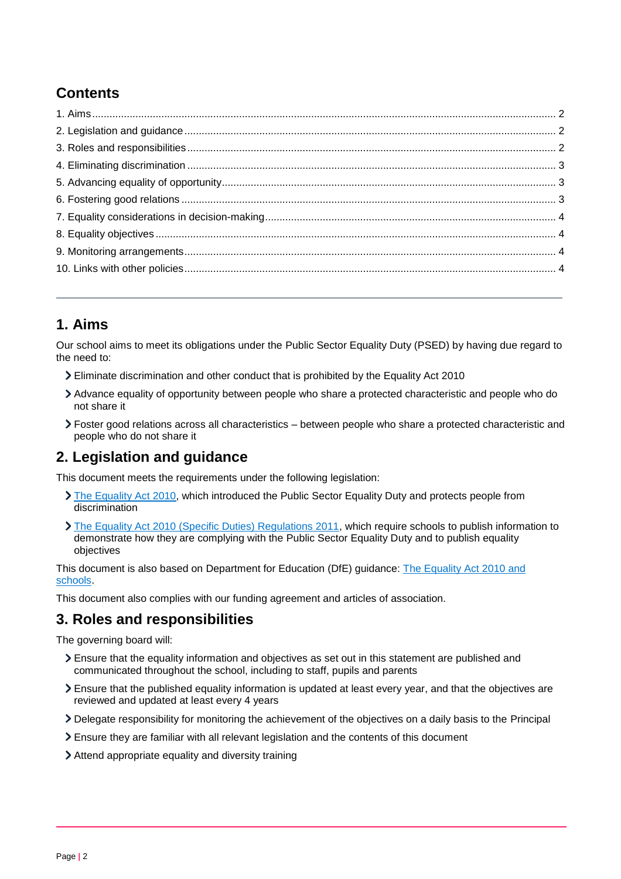## Contents

1. Aims ... 2
2. Legislation and guidance ... 2
3. Roles and responsibilities ... 2
4. Eliminating discrimination ... 3
5. Advancing equality of opportunity ... 3
6. Fostering good relations ... 3
7. Equality considerations in decision-making ... 4
8. Equality objectives ... 4
9. Monitoring arrangements ... 4
10. Links with other policies ... 4

---

## 1. Aims

Our school aims to meet its obligations under the Public Sector Equality Duty (PSED) by having due regard to the need to:

- Eliminate discrimination and other conduct that is prohibited by the Equality Act 2010
- Advance equality of opportunity between people who share a protected characteristic and people who do not share it
- Foster good relations across all characteristics – between people who share a protected characteristic and people who do not share it

## 2. Legislation and guidance

This document meets the requirements under the following legislation:

- The Equality Act 2010, which introduced the Public Sector Equality Duty and protects people from discrimination
- The Equality Act 2010 (Specific Duties) Regulations 2011, which require schools to publish information to demonstrate how they are complying with the Public Sector Equality Duty and to publish equality objectives

This document is also based on Department for Education (DfE) guidance: The Equality Act 2010 and schools.

This document also complies with our funding agreement and articles of association.

## 3. Roles and responsibilities

The governing board will:

- Ensure that the equality information and objectives as set out in this statement are published and communicated throughout the school, including to staff, pupils and parents
- Ensure that the published equality information is updated at least every year, and that the objectives are reviewed and updated at least every 4 years
- Delegate responsibility for monitoring the achievement of the objectives on a daily basis to the Principal
- Ensure they are familiar with all relevant legislation and the contents of this document
- Attend appropriate equality and diversity training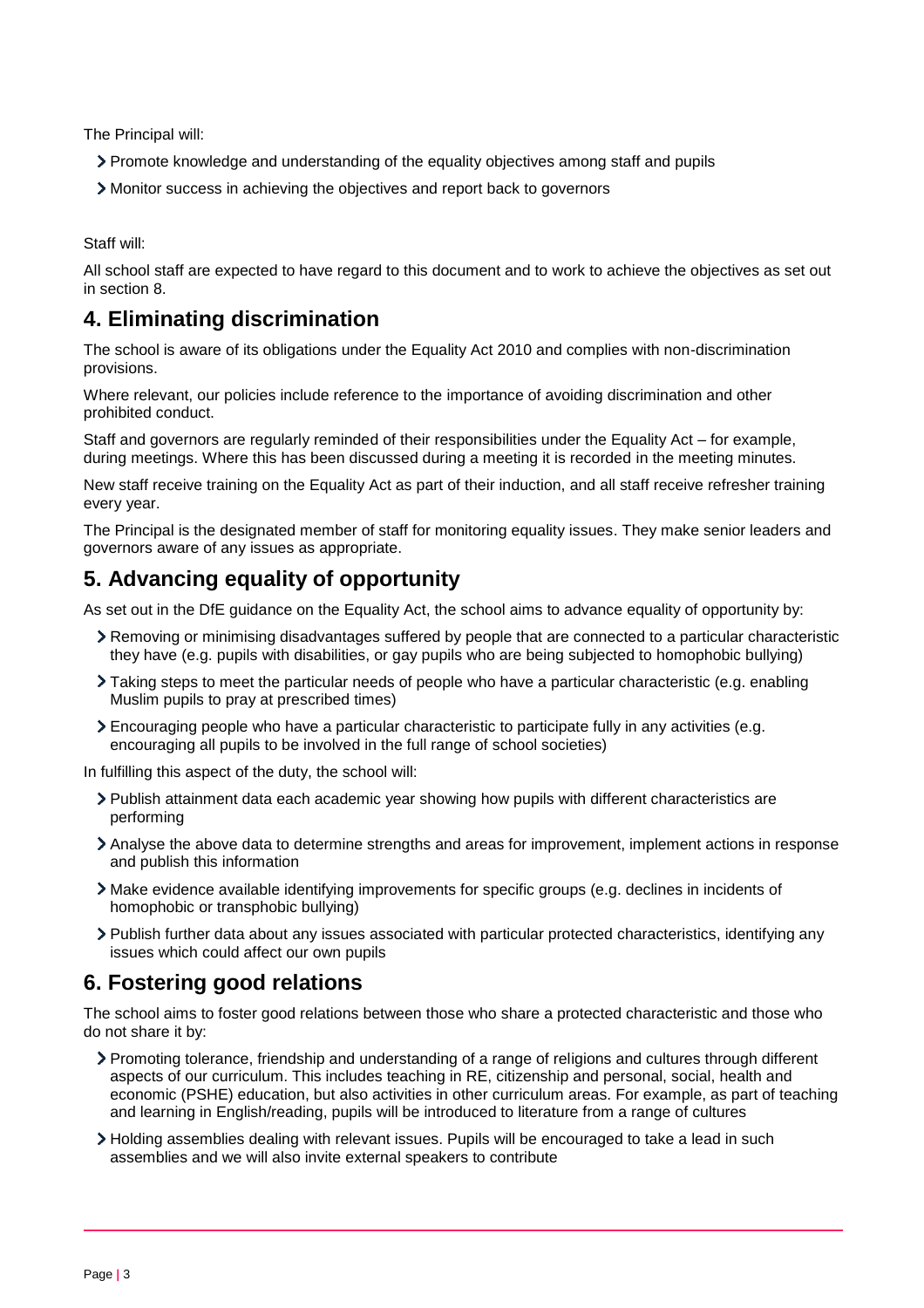The Principal will:

- Promote knowledge and understanding of the equality objectives among staff and pupils
- Monitor success in achieving the objectives and report back to governors

Staff will:

All school staff are expected to have regard to this document and to work to achieve the objectives as set out in section 8.

## 4. Eliminating discrimination

The school is aware of its obligations under the Equality Act 2010 and complies with non-discrimination provisions.

Where relevant, our policies include reference to the importance of avoiding discrimination and other prohibited conduct.

Staff and governors are regularly reminded of their responsibilities under the Equality Act – for example, during meetings. Where this has been discussed during a meeting it is recorded in the meeting minutes.

New staff receive training on the Equality Act as part of their induction, and all staff receive refresher training every year.

The Principal is the designated member of staff for monitoring equality issues. They make senior leaders and governors aware of any issues as appropriate.

## 5. Advancing equality of opportunity

As set out in the DfE guidance on the Equality Act, the school aims to advance equality of opportunity by:

- Removing or minimising disadvantages suffered by people that are connected to a particular characteristic they have (e.g. pupils with disabilities, or gay pupils who are being subjected to homophobic bullying)
- Taking steps to meet the particular needs of people who have a particular characteristic (e.g. enabling Muslim pupils to pray at prescribed times)
- Encouraging people who have a particular characteristic to participate fully in any activities (e.g. encouraging all pupils to be involved in the full range of school societies)

In fulfilling this aspect of the duty, the school will:

- Publish attainment data each academic year showing how pupils with different characteristics are performing
- Analyse the above data to determine strengths and areas for improvement, implement actions in response and publish this information
- Make evidence available identifying improvements for specific groups (e.g. declines in incidents of homophobic or transphobic bullying)
- Publish further data about any issues associated with particular protected characteristics, identifying any issues which could affect our own pupils

## 6. Fostering good relations

The school aims to foster good relations between those who share a protected characteristic and those who do not share it by:

- Promoting tolerance, friendship and understanding of a range of religions and cultures through different aspects of our curriculum. This includes teaching in RE, citizenship and personal, social, health and economic (PSHE) education, but also activities in other curriculum areas. For example, as part of teaching and learning in English/reading, pupils will be introduced to literature from a range of cultures
- Holding assemblies dealing with relevant issues. Pupils will be encouraged to take a lead in such assemblies and we will also invite external speakers to contribute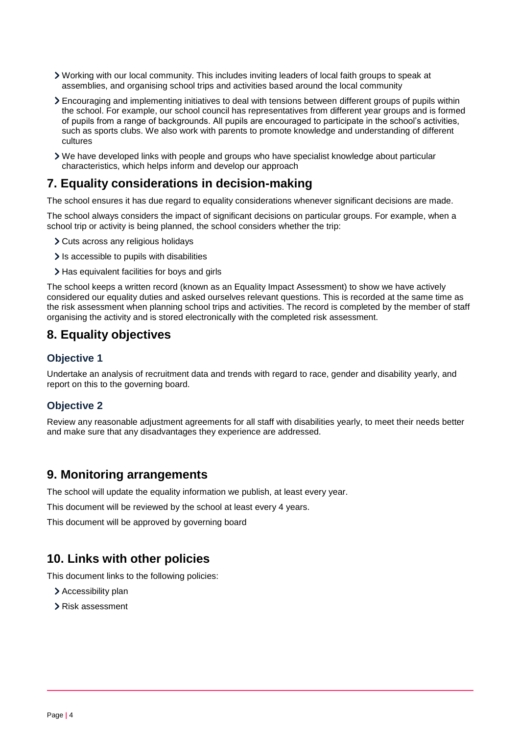- Working with our local community. This includes inviting leaders of local faith groups to speak at assemblies, and organising school trips and activities based around the local community
- Encouraging and implementing initiatives to deal with tensions between different groups of pupils within the school. For example, our school council has representatives from different year groups and is formed of pupils from a range of backgrounds. All pupils are encouraged to participate in the school's activities, such as sports clubs. We also work with parents to promote knowledge and understanding of different cultures
- We have developed links with people and groups who have specialist knowledge about particular characteristics, which helps inform and develop our approach

## 7. Equality considerations in decision-making

The school ensures it has due regard to equality considerations whenever significant decisions are made.

The school always considers the impact of significant decisions on particular groups. For example, when a school trip or activity is being planned, the school considers whether the trip:

- Cuts across any religious holidays
- Is accessible to pupils with disabilities
- Has equivalent facilities for boys and girls

The school keeps a written record (known as an Equality Impact Assessment) to show we have actively considered our equality duties and asked ourselves relevant questions. This is recorded at the same time as the risk assessment when planning school trips and activities. The record is completed by the member of staff organising the activity and is stored electronically with the completed risk assessment.

## 8. Equality objectives

### Objective 1

Undertake an analysis of recruitment data and trends with regard to race, gender and disability yearly, and report on this to the governing board.

### Objective 2

Review any reasonable adjustment agreements for all staff with disabilities yearly, to meet their needs better and make sure that any disadvantages they experience are addressed.

## 9. Monitoring arrangements

The school will update the equality information we publish, at least every year.

This document will be reviewed by the school at least every 4 years.

This document will be approved by governing board

## 10. Links with other policies

This document links to the following policies:

- Accessibility plan
- Risk assessment